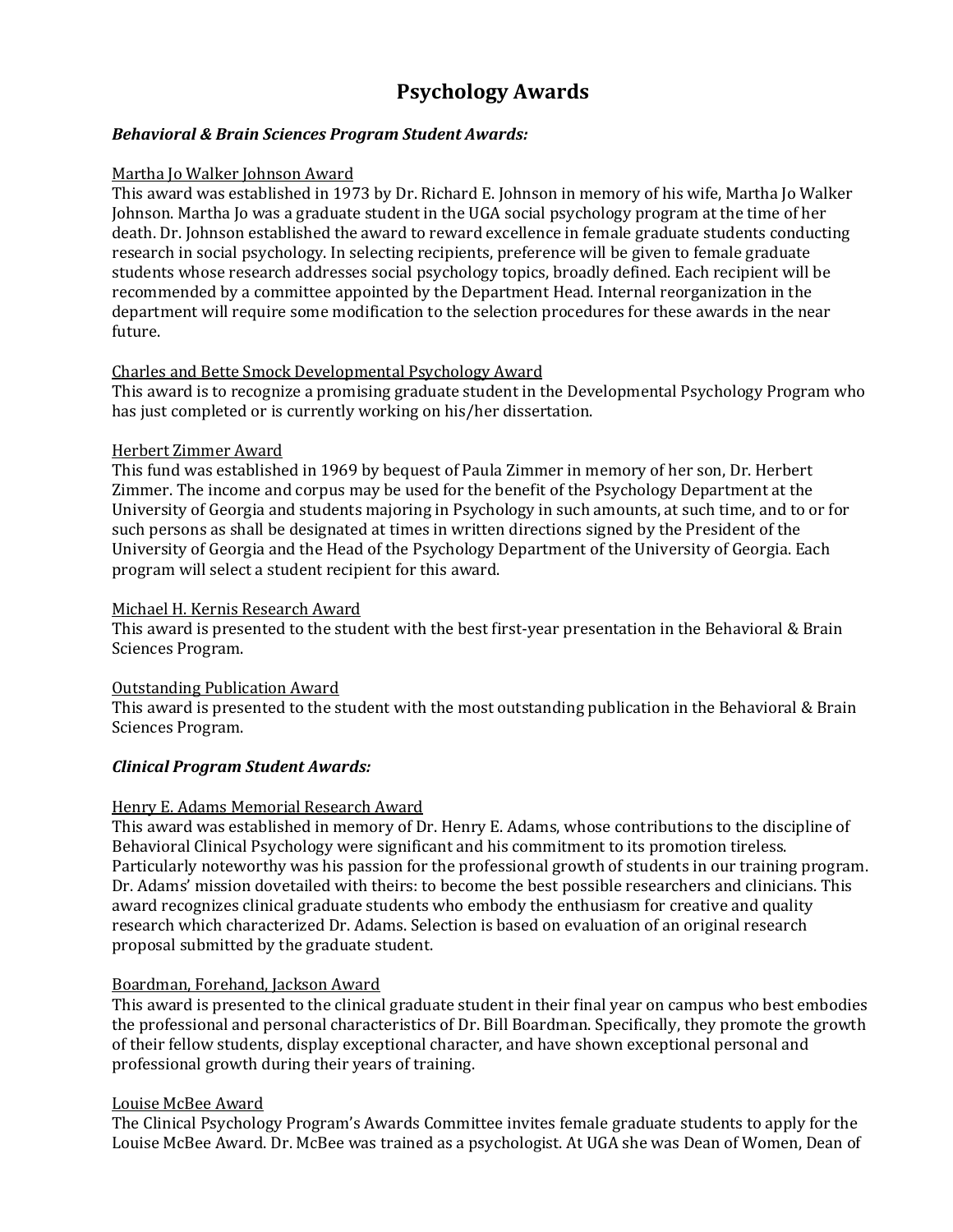# Psychology Awards

***Behavioral & Brain Sciences Program Student Awards:***

Martha Jo Walker Johnson Award
This award was established in 1973 by Dr. Richard E. Johnson in memory of his wife, Martha Jo Walker Johnson. Martha Jo was a graduate student in the UGA social psychology program at the time of her death. Dr. Johnson established the award to reward excellence in female graduate students conducting research in social psychology. In selecting recipients, preference will be given to female graduate students whose research addresses social psychology topics, broadly defined. Each recipient will be recommended by a committee appointed by the Department Head. Internal reorganization in the department will require some modification to the selection procedures for these awards in the near future.

Charles and Bette Smock Developmental Psychology Award
This award is to recognize a promising graduate student in the Developmental Psychology Program who has just completed or is currently working on his/her dissertation.

Herbert Zimmer Award
This fund was established in 1969 by bequest of Paula Zimmer in memory of her son, Dr. Herbert Zimmer. The income and corpus may be used for the benefit of the Psychology Department at the University of Georgia and students majoring in Psychology in such amounts, at such time, and to or for such persons as shall be designated at times in written directions signed by the President of the University of Georgia and the Head of the Psychology Department of the University of Georgia. Each program will select a student recipient for this award.

Michael H. Kernis Research Award
This award is presented to the student with the best first-year presentation in the Behavioral & Brain Sciences Program.

Outstanding Publication Award
This award is presented to the student with the most outstanding publication in the Behavioral & Brain Sciences Program.

***Clinical Program Student Awards:***

Henry E. Adams Memorial Research Award
This award was established in memory of Dr. Henry E. Adams, whose contributions to the discipline of Behavioral Clinical Psychology were significant and his commitment to its promotion tireless. Particularly noteworthy was his passion for the professional growth of students in our training program. Dr. Adams' mission dovetailed with theirs: to become the best possible researchers and clinicians. This award recognizes clinical graduate students who embody the enthusiasm for creative and quality research which characterized Dr. Adams. Selection is based on evaluation of an original research proposal submitted by the graduate student.

Boardman, Forehand, Jackson Award
This award is presented to the clinical graduate student in their final year on campus who best embodies the professional and personal characteristics of Dr. Bill Boardman. Specifically, they promote the growth of their fellow students, display exceptional character, and have shown exceptional personal and professional growth during their years of training.

Louise McBee Award
The Clinical Psychology Program's Awards Committee invites female graduate students to apply for the Louise McBee Award. Dr. McBee was trained as a psychologist. At UGA she was Dean of Women, Dean of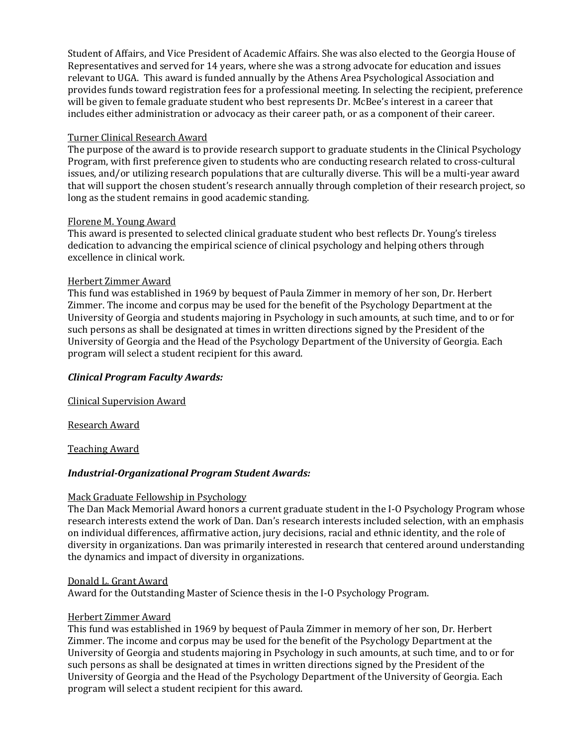Student of Affairs, and Vice President of Academic Affairs. She was also elected to the Georgia House of Representatives and served for 14 years, where she was a strong advocate for education and issues relevant to UGA.  This award is funded annually by the Athens Area Psychological Association and provides funds toward registration fees for a professional meeting. In selecting the recipient, preference will be given to female graduate student who best represents Dr. McBee's interest in a career that includes either administration or advocacy as their career path, or as a component of their career.

<u>Turner Clinical Research Award</u>
The purpose of the award is to provide research support to graduate students in the Clinical Psychology Program, with first preference given to students who are conducting research related to cross-cultural issues, and/or utilizing research populations that are culturally diverse. This will be a multi-year award that will support the chosen student's research annually through completion of their research project, so long as the student remains in good academic standing.

<u>Florene M. Young Award</u>
This award is presented to selected clinical graduate student who best reflects Dr. Young's tireless dedication to advancing the empirical science of clinical psychology and helping others through excellence in clinical work.

<u>Herbert Zimmer Award</u>
This fund was established in 1969 by bequest of Paula Zimmer in memory of her son, Dr. Herbert Zimmer. The income and corpus may be used for the benefit of the Psychology Department at the University of Georgia and students majoring in Psychology in such amounts, at such time, and to or for such persons as shall be designated at times in written directions signed by the President of the University of Georgia and the Head of the Psychology Department of the University of Georgia. Each program will select a student recipient for this award.

***Clinical Program Faculty Awards:***

<u>Clinical Supervision Award</u>

<u>Research Award</u>

<u>Teaching Award</u>

***Industrial-Organizational Program Student Awards:***

<u>Mack Graduate Fellowship in Psychology</u>
The Dan Mack Memorial Award honors a current graduate student in the I-O Psychology Program whose research interests extend the work of Dan. Dan's research interests included selection, with an emphasis on individual differences, affirmative action, jury decisions, racial and ethnic identity, and the role of diversity in organizations. Dan was primarily interested in research that centered around understanding the dynamics and impact of diversity in organizations.

<u>Donald L. Grant Award</u>
Award for the Outstanding Master of Science thesis in the I-O Psychology Program.

<u>Herbert Zimmer Award</u>
This fund was established in 1969 by bequest of Paula Zimmer in memory of her son, Dr. Herbert Zimmer. The income and corpus may be used for the benefit of the Psychology Department at the University of Georgia and students majoring in Psychology in such amounts, at such time, and to or for such persons as shall be designated at times in written directions signed by the President of the University of Georgia and the Head of the Psychology Department of the University of Georgia. Each program will select a student recipient for this award.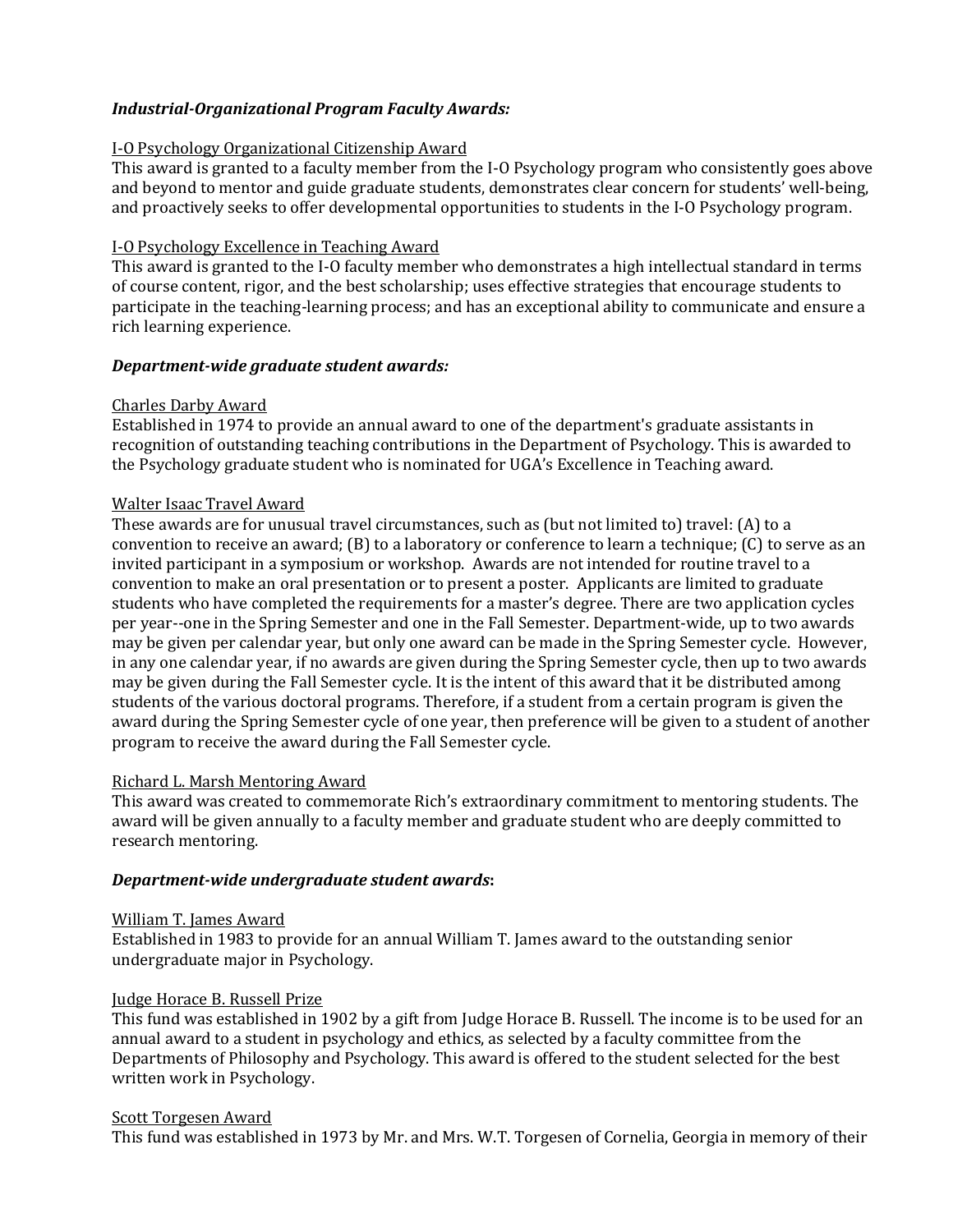***Industrial-Organizational Program Faculty Awards:***

I-O Psychology Organizational Citizenship Award
This award is granted to a faculty member from the I-O Psychology program who consistently goes above and beyond to mentor and guide graduate students, demonstrates clear concern for students' well-being, and proactively seeks to offer developmental opportunities to students in the I-O Psychology program.

I-O Psychology Excellence in Teaching Award
This award is granted to the I-O faculty member who demonstrates a high intellectual standard in terms of course content, rigor, and the best scholarship; uses effective strategies that encourage students to participate in the teaching-learning process; and has an exceptional ability to communicate and ensure a rich learning experience.

***Department-wide graduate student awards:***

Charles Darby Award
Established in 1974 to provide an annual award to one of the department's graduate assistants in recognition of outstanding teaching contributions in the Department of Psychology. This is awarded to the Psychology graduate student who is nominated for UGA's Excellence in Teaching award.

Walter Isaac Travel Award
These awards are for unusual travel circumstances, such as (but not limited to) travel: (A) to a convention to receive an award; (B) to a laboratory or conference to learn a technique; (C) to serve as an invited participant in a symposium or workshop. Awards are not intended for routine travel to a convention to make an oral presentation or to present a poster. Applicants are limited to graduate students who have completed the requirements for a master's degree. There are two application cycles per year--one in the Spring Semester and one in the Fall Semester. Department-wide, up to two awards may be given per calendar year, but only one award can be made in the Spring Semester cycle. However, in any one calendar year, if no awards are given during the Spring Semester cycle, then up to two awards may be given during the Fall Semester cycle. It is the intent of this award that it be distributed among students of the various doctoral programs. Therefore, if a student from a certain program is given the award during the Spring Semester cycle of one year, then preference will be given to a student of another program to receive the award during the Fall Semester cycle.

Richard L. Marsh Mentoring Award
This award was created to commemorate Rich's extraordinary commitment to mentoring students. The award will be given annually to a faculty member and graduate student who are deeply committed to research mentoring.

***Department-wide undergraduate student awards*:**

William T. James Award
Established in 1983 to provide for an annual William T. James award to the outstanding senior undergraduate major in Psychology.

Judge Horace B. Russell Prize
This fund was established in 1902 by a gift from Judge Horace B. Russell. The income is to be used for an annual award to a student in psychology and ethics, as selected by a faculty committee from the Departments of Philosophy and Psychology. This award is offered to the student selected for the best written work in Psychology.

Scott Torgesen Award
This fund was established in 1973 by Mr. and Mrs. W.T. Torgesen of Cornelia, Georgia in memory of their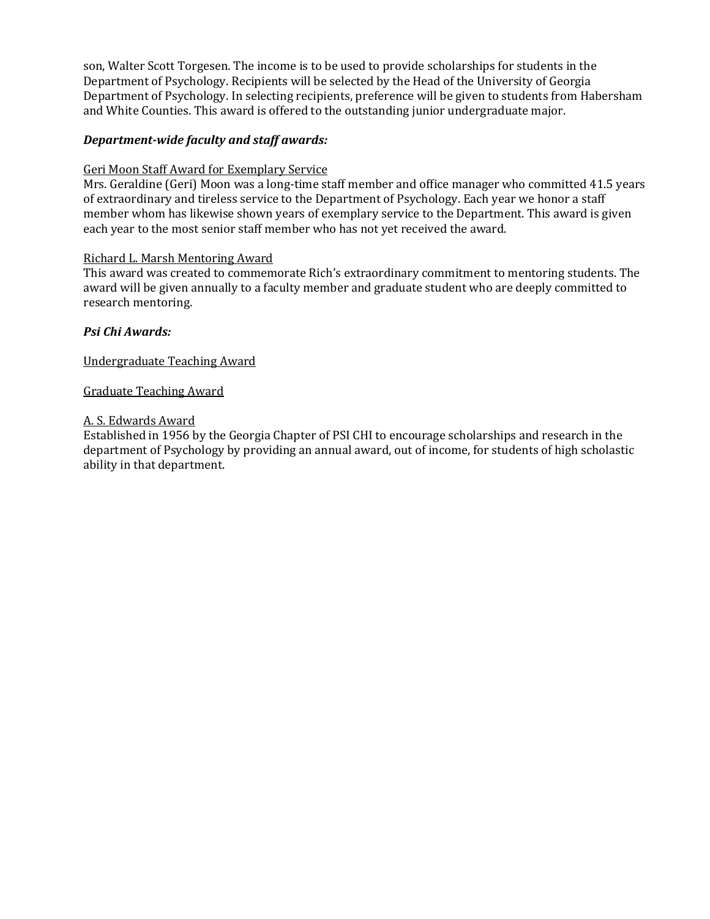son, Walter Scott Torgesen. The income is to be used to provide scholarships for students in the Department of Psychology. Recipients will be selected by the Head of the University of Georgia Department of Psychology. In selecting recipients, preference will be given to students from Habersham and White Counties. This award is offered to the outstanding junior undergraduate major.

***Department-wide faculty and staff awards:***

<u>Geri Moon Staff Award for Exemplary Service</u>
Mrs. Geraldine (Geri) Moon was a long-time staff member and office manager who committed 41.5 years of extraordinary and tireless service to the Department of Psychology. Each year we honor a staff member whom has likewise shown years of exemplary service to the Department. This award is given each year to the most senior staff member who has not yet received the award.

<u>Richard L. Marsh Mentoring Award</u>
This award was created to commemorate Rich's extraordinary commitment to mentoring students. The award will be given annually to a faculty member and graduate student who are deeply committed to research mentoring.

***Psi Chi Awards:***

<u>Undergraduate Teaching Award</u>

<u>Graduate Teaching Award</u>

<u>A. S. Edwards Award</u>
Established in 1956 by the Georgia Chapter of PSI CHI to encourage scholarships and research in the department of Psychology by providing an annual award, out of income, for students of high scholastic ability in that department.